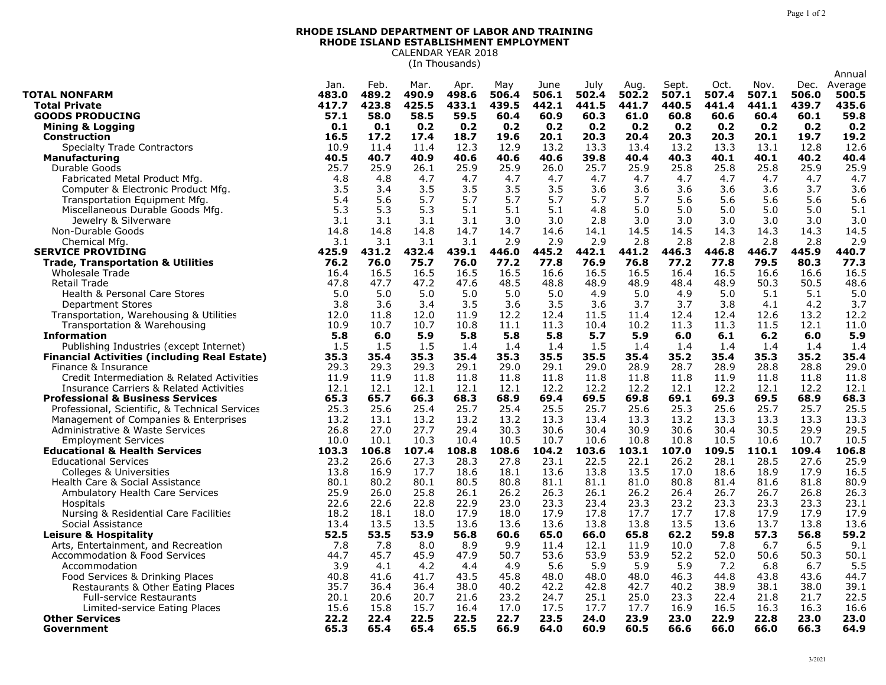**RHODE ISLAND DEPARTMENT OF LABOR AND TRAINING**
**RHODE ISLAND ESTABLISHMENT EMPLOYMENT**
CALENDAR YEAR 2018
(In Thousands)

| | Jan. | Feb. | Mar. | Apr. | May | June | July | Aug. | Sept. | Oct. | Nov. | Dec. | Annual Average |
|---|---|---|---|---|---|---|---|---|---|---|---|---|---|
| **TOTAL NONFARM** | **483.0** | **489.2** | **490.9** | **498.6** | **506.4** | **506.1** | **502.4** | **502.2** | **507.1** | **507.4** | **507.1** | **506.0** | **500.5** |
| **Total Private** | **417.7** | **423.8** | **425.5** | **433.1** | **439.5** | **442.1** | **441.5** | **441.7** | **440.5** | **441.4** | **441.1** | **439.7** | **435.6** |
| **GOODS PRODUCING** | **57.1** | **58.0** | **58.5** | **59.5** | **60.4** | **60.9** | **60.3** | **61.0** | **60.8** | **60.6** | **60.4** | **60.1** | **59.8** |
| **Mining & Logging** | **0.1** | **0.1** | **0.2** | **0.2** | **0.2** | **0.2** | **0.2** | **0.2** | **0.2** | **0.2** | **0.2** | **0.2** | **0.2** |
| **Construction** | **16.5** | **17.2** | **17.4** | **18.7** | **19.6** | **20.1** | **20.3** | **20.4** | **20.3** | **20.3** | **20.1** | **19.7** | **19.2** |
| Specialty Trade Contractors | 10.9 | 11.4 | 11.4 | 12.3 | 12.9 | 13.2 | 13.3 | 13.4 | 13.2 | 13.3 | 13.1 | 12.8 | 12.6 |
| **Manufacturing** | **40.5** | **40.7** | **40.9** | **40.6** | **40.6** | **40.6** | **39.8** | **40.4** | **40.3** | **40.1** | **40.1** | **40.2** | **40.4** |
| Durable Goods | 25.7 | 25.9 | 26.1 | 25.9 | 25.9 | 26.0 | 25.7 | 25.9 | 25.8 | 25.8 | 25.8 | 25.9 | 25.9 |
| Fabricated Metal Product Mfg. | 4.8 | 4.8 | 4.7 | 4.7 | 4.7 | 4.7 | 4.7 | 4.7 | 4.7 | 4.7 | 4.7 | 4.7 | 4.7 |
| Computer & Electronic Product Mfg. | 3.5 | 3.4 | 3.5 | 3.5 | 3.5 | 3.5 | 3.6 | 3.6 | 3.6 | 3.6 | 3.6 | 3.7 | 3.6 |
| Transportation Equipment Mfg. | 5.4 | 5.6 | 5.7 | 5.7 | 5.7 | 5.7 | 5.7 | 5.7 | 5.6 | 5.6 | 5.6 | 5.6 | 5.6 |
| Miscellaneous Durable Goods Mfg. | 5.3 | 5.3 | 5.3 | 5.1 | 5.1 | 5.1 | 4.8 | 5.0 | 5.0 | 5.0 | 5.0 | 5.0 | 5.1 |
| Jewelry & Silverware | 3.1 | 3.1 | 3.1 | 3.1 | 3.0 | 3.0 | 2.8 | 3.0 | 3.0 | 3.0 | 3.0 | 3.0 | 3.0 |
| Non-Durable Goods | 14.8 | 14.8 | 14.8 | 14.7 | 14.7 | 14.6 | 14.1 | 14.5 | 14.5 | 14.3 | 14.3 | 14.3 | 14.5 |
| Chemical Mfg. | 3.1 | 3.1 | 3.1 | 3.1 | 2.9 | 2.9 | 2.9 | 2.8 | 2.8 | 2.8 | 2.8 | 2.8 | 2.9 |
| **SERVICE PROVIDING** | **425.9** | **431.2** | **432.4** | **439.1** | **446.0** | **445.2** | **442.1** | **441.2** | **446.3** | **446.8** | **446.7** | **445.9** | **440.7** |
| **Trade, Transportation & Utilities** | **76.2** | **76.0** | **75.7** | **76.0** | **77.2** | **77.8** | **76.9** | **76.8** | **77.2** | **77.8** | **79.5** | **80.3** | **77.3** |
| Wholesale Trade | 16.4 | 16.5 | 16.5 | 16.5 | 16.5 | 16.6 | 16.5 | 16.5 | 16.4 | 16.5 | 16.6 | 16.6 | 16.5 |
| Retail Trade | 47.8 | 47.7 | 47.2 | 47.6 | 48.5 | 48.8 | 48.9 | 48.9 | 48.4 | 48.9 | 50.3 | 50.5 | 48.6 |
| Health & Personal Care Stores | 5.0 | 5.0 | 5.0 | 5.0 | 5.0 | 5.0 | 4.9 | 5.0 | 4.9 | 5.0 | 5.1 | 5.1 | 5.0 |
| Department Stores | 3.8 | 3.6 | 3.4 | 3.5 | 3.6 | 3.5 | 3.6 | 3.7 | 3.7 | 3.8 | 4.1 | 4.2 | 3.7 |
| Transportation, Warehousing & Utilities | 12.0 | 11.8 | 12.0 | 11.9 | 12.2 | 12.4 | 11.5 | 11.4 | 12.4 | 12.4 | 12.6 | 13.2 | 12.2 |
| Transportation & Warehousing | 10.9 | 10.7 | 10.7 | 10.8 | 11.1 | 11.3 | 10.4 | 10.2 | 11.3 | 11.3 | 11.5 | 12.1 | 11.0 |
| **Information** | **5.8** | **6.0** | **5.9** | **5.8** | **5.8** | **5.8** | **5.7** | **5.9** | **6.0** | **6.1** | **6.2** | **6.0** | **5.9** |
| Publishing Industries (except Internet) | 1.5 | 1.5 | 1.5 | 1.4 | 1.4 | 1.4 | 1.5 | 1.4 | 1.4 | 1.4 | 1.4 | 1.4 | 1.4 |
| **Financial Activities (including Real Estate)** | **35.3** | **35.4** | **35.3** | **35.4** | **35.3** | **35.5** | **35.5** | **35.4** | **35.2** | **35.4** | **35.3** | **35.2** | **35.4** |
| Finance & Insurance | 29.3 | 29.3 | 29.3 | 29.1 | 29.0 | 29.1 | 29.0 | 28.9 | 28.7 | 28.9 | 28.8 | 28.8 | 29.0 |
| Credit Intermediation & Related Activities | 11.9 | 11.9 | 11.8 | 11.8 | 11.8 | 11.8 | 11.8 | 11.8 | 11.8 | 11.9 | 11.8 | 11.8 | 11.8 |
| Insurance Carriers & Related Activities | 12.1 | 12.1 | 12.1 | 12.1 | 12.1 | 12.2 | 12.2 | 12.2 | 12.1 | 12.2 | 12.1 | 12.2 | 12.1 |
| **Professional & Business Services** | **65.3** | **65.7** | **66.3** | **68.3** | **68.9** | **69.4** | **69.5** | **69.8** | **69.1** | **69.3** | **69.5** | **68.9** | **68.3** |
| Professional, Scientific, & Technical Services | 25.3 | 25.6 | 25.4 | 25.7 | 25.4 | 25.5 | 25.7 | 25.6 | 25.3 | 25.6 | 25.7 | 25.7 | 25.5 |
| Management of Companies & Enterprises | 13.2 | 13.1 | 13.2 | 13.2 | 13.2 | 13.3 | 13.4 | 13.3 | 13.2 | 13.3 | 13.3 | 13.3 | 13.3 |
| Administrative & Waste Services | 26.8 | 27.0 | 27.7 | 29.4 | 30.3 | 30.6 | 30.4 | 30.9 | 30.6 | 30.4 | 30.5 | 29.9 | 29.5 |
| Employment Services | 10.0 | 10.1 | 10.3 | 10.4 | 10.5 | 10.7 | 10.6 | 10.8 | 10.8 | 10.5 | 10.6 | 10.7 | 10.5 |
| **Educational & Health Services** | **103.3** | **106.8** | **107.4** | **108.8** | **108.6** | **104.2** | **103.6** | **103.1** | **107.0** | **109.5** | **110.1** | **109.4** | **106.8** |
| Educational Services | 23.2 | 26.6 | 27.3 | 28.3 | 27.8 | 23.1 | 22.5 | 22.1 | 26.2 | 28.1 | 28.5 | 27.6 | 25.9 |
| Colleges & Universities | 13.8 | 16.9 | 17.7 | 18.6 | 18.1 | 13.6 | 13.8 | 13.5 | 17.0 | 18.6 | 18.9 | 17.9 | 16.5 |
| Health Care & Social Assistance | 80.1 | 80.2 | 80.1 | 80.5 | 80.8 | 81.1 | 81.1 | 81.0 | 80.8 | 81.4 | 81.6 | 81.8 | 80.9 |
| Ambulatory Health Care Services | 25.9 | 26.0 | 25.8 | 26.1 | 26.2 | 26.3 | 26.1 | 26.2 | 26.4 | 26.7 | 26.7 | 26.8 | 26.3 |
| Hospitals | 22.6 | 22.6 | 22.8 | 22.9 | 23.0 | 23.3 | 23.4 | 23.3 | 23.2 | 23.3 | 23.3 | 23.3 | 23.1 |
| Nursing & Residential Care Facilities | 18.2 | 18.1 | 18.0 | 17.9 | 18.0 | 17.9 | 17.8 | 17.7 | 17.7 | 17.8 | 17.9 | 17.9 | 17.9 |
| Social Assistance | 13.4 | 13.5 | 13.5 | 13.6 | 13.6 | 13.6 | 13.6 | 13.8 | 13.8 | 13.5 | 13.6 | 13.7 | 13.8 | 13.6 |
| **Leisure & Hospitality** | **52.5** | **53.5** | **53.9** | **56.8** | **60.6** | **65.0** | **66.0** | **65.8** | **62.2** | **59.8** | **57.3** | **56.8** | **59.2** |
| Arts, Entertainment, and Recreation | 7.8 | 7.8 | 8.0 | 8.9 | 9.9 | 11.4 | 12.1 | 11.9 | 10.0 | 7.8 | 6.7 | 6.5 | 9.1 |
| Accommodation & Food Services | 44.7 | 45.7 | 45.9 | 47.9 | 50.7 | 53.6 | 53.9 | 53.9 | 52.2 | 52.0 | 50.6 | 50.3 | 50.1 |
| Accommodation | 3.9 | 4.1 | 4.2 | 4.4 | 4.9 | 5.6 | 5.9 | 5.9 | 5.9 | 7.2 | 6.8 | 6.7 | 5.5 |
| Food Services & Drinking Places | 40.8 | 41.6 | 41.7 | 43.5 | 45.8 | 48.0 | 48.0 | 48.0 | 46.3 | 44.8 | 43.8 | 43.6 | 44.7 |
| Restaurants & Other Eating Places | 35.7 | 36.4 | 36.4 | 38.0 | 40.2 | 42.2 | 42.8 | 42.7 | 40.2 | 38.9 | 38.1 | 38.0 | 39.1 |
| Full-service Restaurants | 20.1 | 20.6 | 20.7 | 21.6 | 23.2 | 24.7 | 25.1 | 25.0 | 23.3 | 22.4 | 21.8 | 21.7 | 22.5 |
| Limited-service Eating Places | 15.6 | 15.8 | 15.7 | 16.4 | 17.0 | 17.5 | 17.7 | 17.7 | 16.9 | 16.5 | 16.3 | 16.3 | 16.6 |
| **Other Services** | **22.2** | **22.4** | **22.5** | **22.5** | **22.7** | **23.5** | **24.0** | **23.9** | **23.0** | **22.9** | **22.8** | **23.0** | **23.0** |
| **Government** | **65.3** | **65.4** | **65.4** | **65.5** | **66.9** | **64.0** | **60.9** | **60.5** | **66.6** | **66.0** | **66.0** | **66.3** | **64.9** |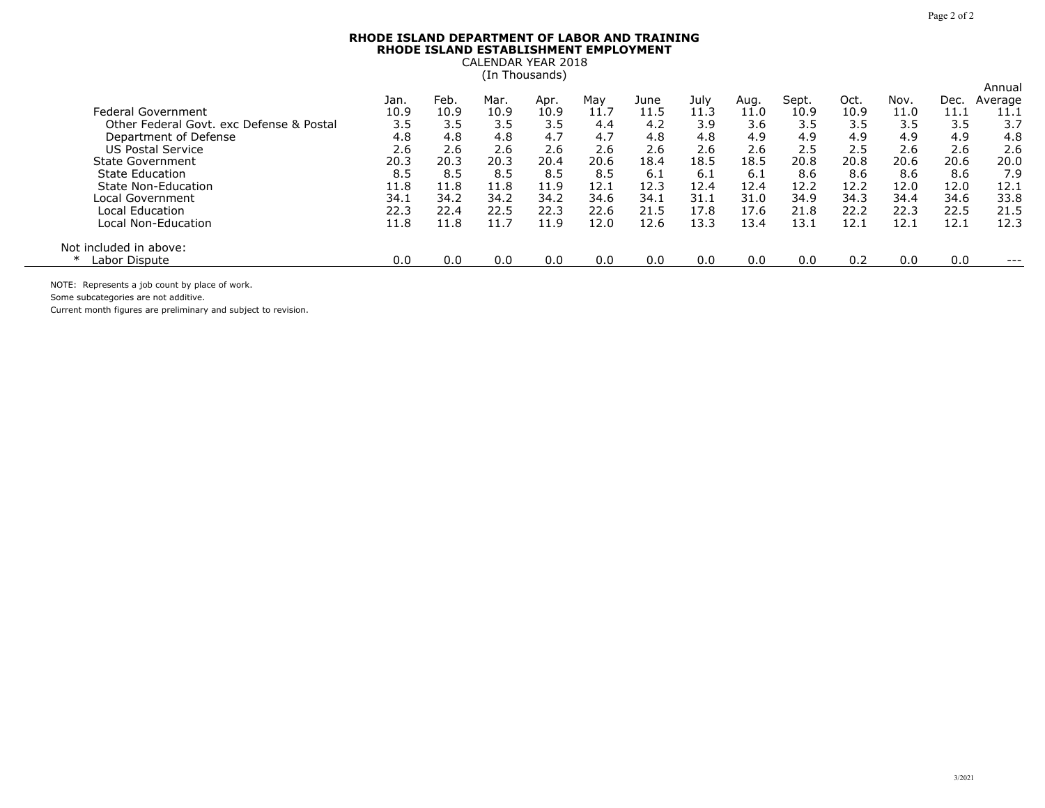**RHODE ISLAND DEPARTMENT OF LABOR AND TRAINING**
**RHODE ISLAND ESTABLISHMENT EMPLOYMENT**
CALENDAR YEAR 2018
(In Thousands)

| | Jan. | Feb. | Mar. | Apr. | May | June | July | Aug. | Sept. | Oct. | Nov. | Dec. | Annual Average |
|---|---|---|---|---|---|---|---|---|---|---|---|---|---|
| Federal Government | 10.9 | 10.9 | 10.9 | 10.9 | 11.7 | 11.5 | 11.3 | 11.0 | 10.9 | 10.9 | 11.0 | 11.1 | 11.1 |
| Other Federal Govt. exc Defense & Postal | 3.5 | 3.5 | 3.5 | 3.5 | 4.4 | 4.2 | 3.9 | 3.6 | 3.5 | 3.5 | 3.5 | 3.5 | 3.7 |
| Department of Defense | 4.8 | 4.8 | 4.8 | 4.7 | 4.7 | 4.8 | 4.8 | 4.9 | 4.9 | 4.9 | 4.9 | 4.9 | 4.8 |
| US Postal Service | 2.6 | 2.6 | 2.6 | 2.6 | 2.6 | 2.6 | 2.6 | 2.6 | 2.5 | 2.5 | 2.6 | 2.6 | 2.6 |
| State Government | 20.3 | 20.3 | 20.3 | 20.4 | 20.6 | 18.4 | 18.5 | 18.5 | 20.8 | 20.8 | 20.6 | 20.6 | 20.0 |
| State Education | 8.5 | 8.5 | 8.5 | 8.5 | 8.5 | 6.1 | 6.1 | 6.1 | 8.6 | 8.6 | 8.6 | 8.6 | 7.9 |
| State Non-Education | 11.8 | 11.8 | 11.8 | 11.9 | 12.1 | 12.3 | 12.4 | 12.4 | 12.2 | 12.2 | 12.0 | 12.0 | 12.1 |
| Local Government | 34.1 | 34.2 | 34.2 | 34.2 | 34.6 | 34.1 | 31.1 | 31.0 | 34.9 | 34.3 | 34.4 | 34.6 | 33.8 |
| Local Education | 22.3 | 22.4 | 22.5 | 22.3 | 22.6 | 21.5 | 17.8 | 17.6 | 21.8 | 22.2 | 22.3 | 22.5 | 21.5 |
| Local Non-Education | 11.8 | 11.8 | 11.7 | 11.9 | 12.0 | 12.6 | 13.3 | 13.4 | 13.1 | 12.1 | 12.1 | 12.1 | 12.3 |
| Not included in above: | | | | | | | | | | | | | |
| * Labor Dispute | 0.0 | 0.0 | 0.0 | 0.0 | 0.0 | 0.0 | 0.0 | 0.0 | 0.0 | 0.2 | 0.0 | 0.0 | --- |

NOTE: Represents a job count by place of work.

Some subcategories are not additive.

Current month figures are preliminary and subject to revision.

3/2021